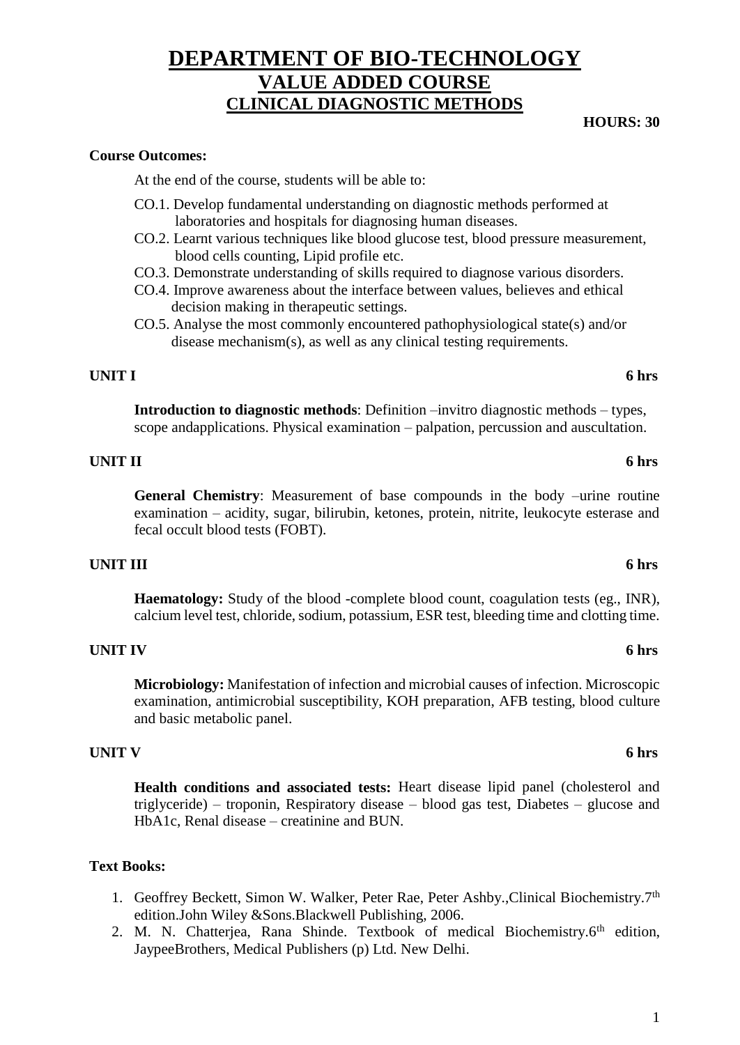# DEPARTMENT OF BIO-TECHNOLOGY
## VALUE ADDED COURSE
### CLINICAL DIAGNOSTIC METHODS

**HOURS: 30**

**Course Outcomes:**

At the end of the course, students will be able to:

CO.1. Develop fundamental understanding on diagnostic methods performed at laboratories and hospitals for diagnosing human diseases.

CO.2. Learnt various techniques like blood glucose test, blood pressure measurement, blood cells counting, Lipid profile etc.

CO.3. Demonstrate understanding of skills required to diagnose various disorders.

CO.4. Improve awareness about the interface between values, believes and ethical decision making in therapeutic settings.

CO.5. Analyse the most commonly encountered pathophysiological state(s) and/or disease mechanism(s), as well as any clinical testing requirements.

**UNIT I** **6 hrs**

**Introduction to diagnostic methods**: Definition –invitro diagnostic methods – types, scope andapplications. Physical examination – palpation, percussion and auscultation.

**UNIT II** **6 hrs**

**General Chemistry**: Measurement of base compounds in the body –urine routine examination – acidity, sugar, bilirubin, ketones, protein, nitrite, leukocyte esterase and fecal occult blood tests (FOBT).

**UNIT III** **6 hrs**

**Haematology:** Study of the blood -complete blood count, coagulation tests (eg., INR), calcium level test, chloride, sodium, potassium, ESR test, bleeding time and clotting time.

**UNIT IV** **6 hrs**

**Microbiology:** Manifestation of infection and microbial causes of infection. Microscopic examination, antimicrobial susceptibility, KOH preparation, AFB testing, blood culture and basic metabolic panel.

**UNIT V** **6 hrs**

**Health conditions and associated tests:** Heart disease lipid panel (cholesterol and triglyceride) – troponin, Respiratory disease – blood gas test, Diabetes – glucose and HbA1c, Renal disease – creatinine and BUN.

**Text Books:**

1. Geoffrey Beckett, Simon W. Walker, Peter Rae, Peter Ashby.,Clinical Biochemistry.7th edition.John Wiley &Sons.Blackwell Publishing, 2006.
2. M. N. Chatterjea, Rana Shinde. Textbook of medical Biochemistry.6th edition, JaypeeBrothers, Medical Publishers (p) Ltd. New Delhi.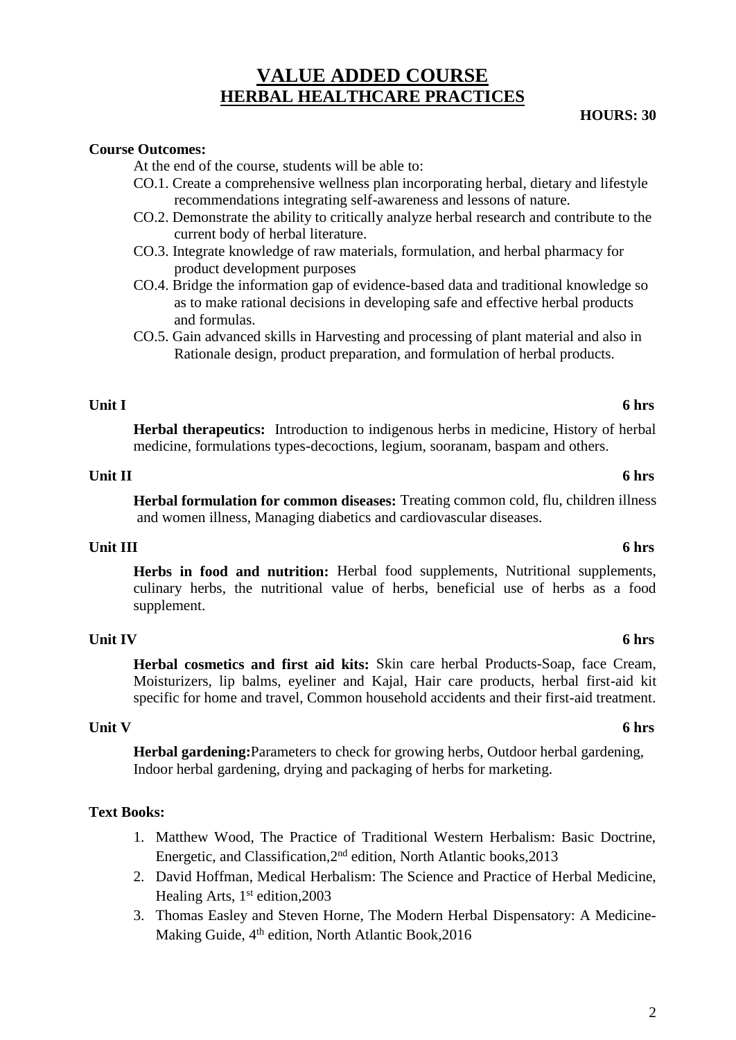# VALUE ADDED COURSE
## HERBAL HEALTHCARE PRACTICES

**HOURS: 30**

**Course Outcomes:**

At the end of the course, students will be able to:

CO.1. Create a comprehensive wellness plan incorporating herbal, dietary and lifestyle recommendations integrating self-awareness and lessons of nature.

CO.2. Demonstrate the ability to critically analyze herbal research and contribute to the current body of herbal literature.

CO.3. Integrate knowledge of raw materials, formulation, and herbal pharmacy for product development purposes

CO.4. Bridge the information gap of evidence-based data and traditional knowledge so as to make rational decisions in developing safe and effective herbal products and formulas.

CO.5. Gain advanced skills in Harvesting and processing of plant material and also in Rationale design, product preparation, and formulation of herbal products.

**Unit I** **6 hrs**

**Herbal therapeutics:** Introduction to indigenous herbs in medicine, History of herbal medicine, formulations types-decoctions, legium, sooranam, baspam and others.

**Unit II** **6 hrs**

**Herbal formulation for common diseases:** Treating common cold, flu, children illness and women illness, Managing diabetics and cardiovascular diseases.

**Unit III** **6 hrs**

**Herbs in food and nutrition:** Herbal food supplements, Nutritional supplements, culinary herbs, the nutritional value of herbs, beneficial use of herbs as a food supplement.

**Unit IV** **6 hrs**

**Herbal cosmetics and first aid kits:** Skin care herbal Products-Soap, face Cream, Moisturizers, lip balms, eyeliner and Kajal, Hair care products, herbal first-aid kit specific for home and travel, Common household accidents and their first-aid treatment.

**Unit V** **6 hrs**

**Herbal gardening:**Parameters to check for growing herbs, Outdoor herbal gardening, Indoor herbal gardening, drying and packaging of herbs for marketing.

**Text Books:**

1. Matthew Wood, The Practice of Traditional Western Herbalism: Basic Doctrine, Energetic, and Classification,2nd edition, North Atlantic books,2013
2. David Hoffman, Medical Herbalism: The Science and Practice of Herbal Medicine, Healing Arts, 1st edition,2003
3. Thomas Easley and Steven Horne, The Modern Herbal Dispensatory: A Medicine-Making Guide, 4th edition, North Atlantic Book,2016